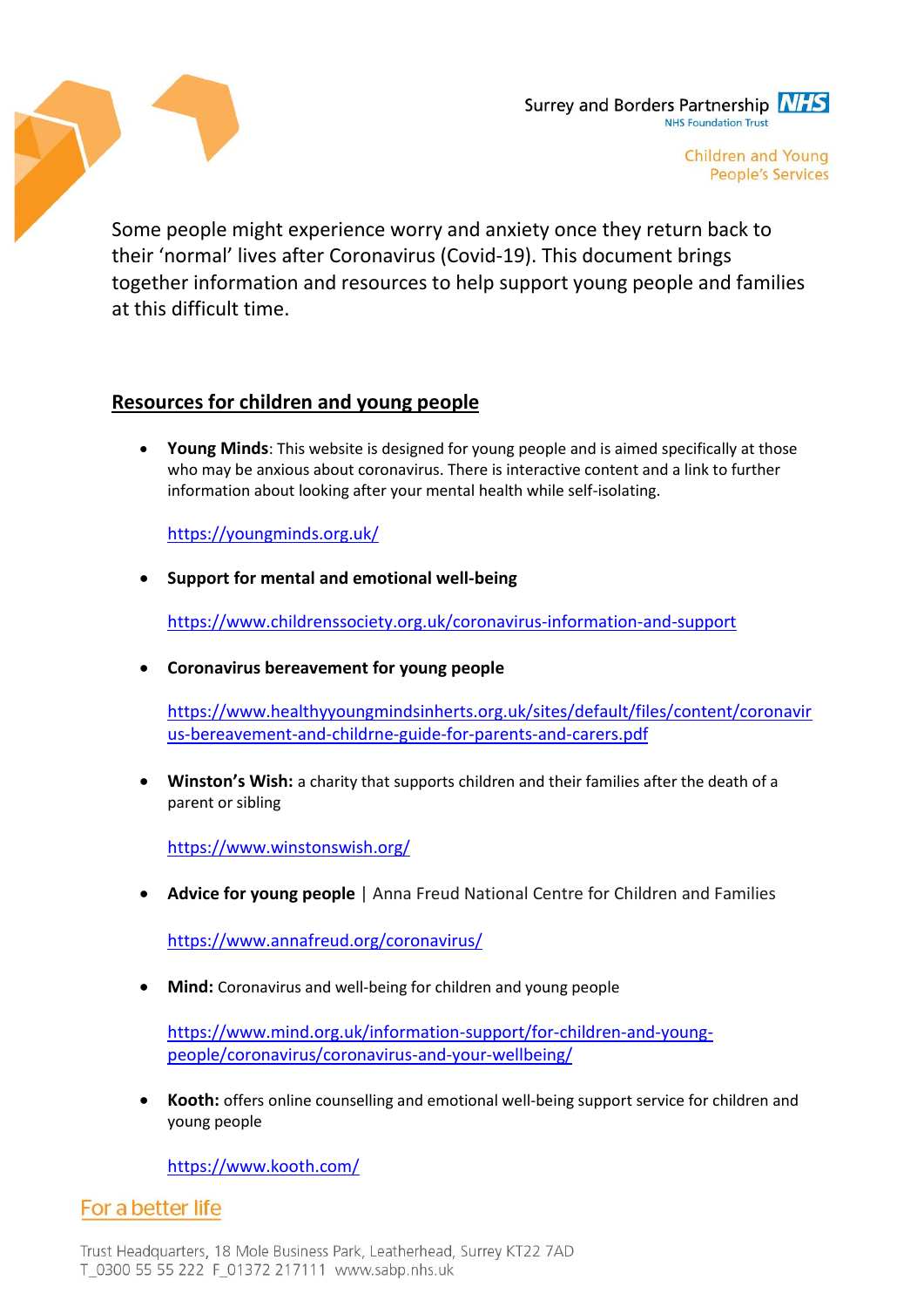Some people might experience worry and anxiety once they return back to their 'normal' lives after Coronavirus (Covid-19). This document brings together information and resources to help support young people and families at this difficult time.

## Resources for children and young people

- **Young Minds**: This website is designed for young people and is aimed specifically at those who may be anxious about coronavirus. There is interactive content and a link to further information about looking after your mental health while self-isolating.

  https://youngminds.org.uk/

- **Support for mental and emotional well-being**

  https://www.childrenssociety.org.uk/coronavirus-information-and-support

- **Coronavirus bereavement for young people**

  https://www.healthyyoungmindsinherts.org.uk/sites/default/files/content/coronavirus-bereavement-and-childrne-guide-for-parents-and-carers.pdf

- **Winston's Wish:** a charity that supports children and their families after the death of a parent or sibling

  https://www.winstonswish.org/

- **Advice for young people** | Anna Freud National Centre for Children and Families

  https://www.annafreud.org/coronavirus/

- **Mind:** Coronavirus and well-being for children and young people

  https://www.mind.org.uk/information-support/for-children-and-young-people/coronavirus/coronavirus-and-your-wellbeing/

- **Kooth:** offers online counselling and emotional well-being support service for children and young people

  https://www.kooth.com/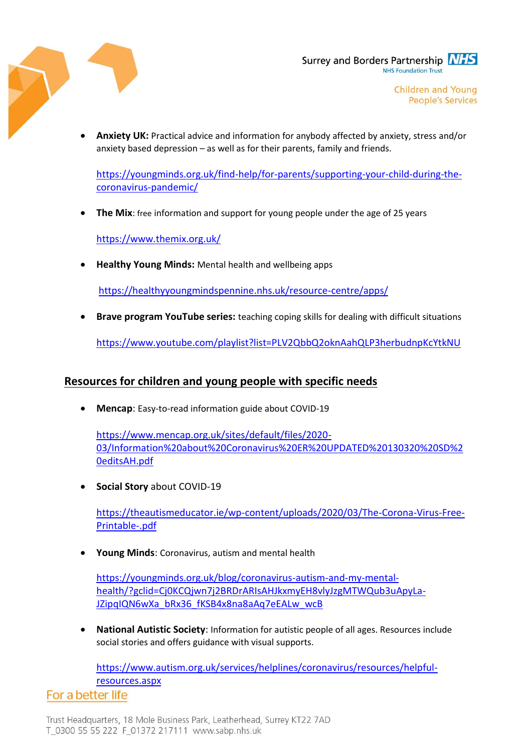- **Anxiety UK:** Practical advice and information for anybody affected by anxiety, stress and/or anxiety based depression – as well as for their parents, family and friends.

  https://youngminds.org.uk/find-help/for-parents/supporting-your-child-during-the-coronavirus-pandemic/

- **The Mix**: free information and support for young people under the age of 25 years

  https://www.themix.org.uk/

- **Healthy Young Minds:** Mental health and wellbeing apps

  https://healthyyoungmindspennine.nhs.uk/resource-centre/apps/

- **Brave program YouTube series:** teaching coping skills for dealing with difficult situations

  https://www.youtube.com/playlist?list=PLV2QbbQ2oknAahQLP3herbudnpKcYtkNU

## Resources for children and young people with specific needs

- **Mencap**: Easy-to-read information guide about COVID-19

  https://www.mencap.org.uk/sites/default/files/2020-03/Information%20about%20Coronavirus%20ER%20UPDATED%20130320%20SD%20editsAH.pdf

- **Social Story** about COVID-19

  https://theautismeducator.ie/wp-content/uploads/2020/03/The-Corona-Virus-Free-Printable-.pdf

- **Young Minds**: Coronavirus, autism and mental health

  https://youngminds.org.uk/blog/coronavirus-autism-and-my-mental-health/?gclid=Cj0KCQjwn7j2BRDrARIsAHJkxmyEH8vlyJzgMTWQub3uApyLa-JZipqIQN6wXa_bRx36_fKSB4x8na8aAq7eEALw_wcB

- **National Autistic Society**: Information for autistic people of all ages. Resources include social stories and offers guidance with visual supports.

  https://www.autism.org.uk/services/helplines/coronavirus/resources/helpful-resources.aspx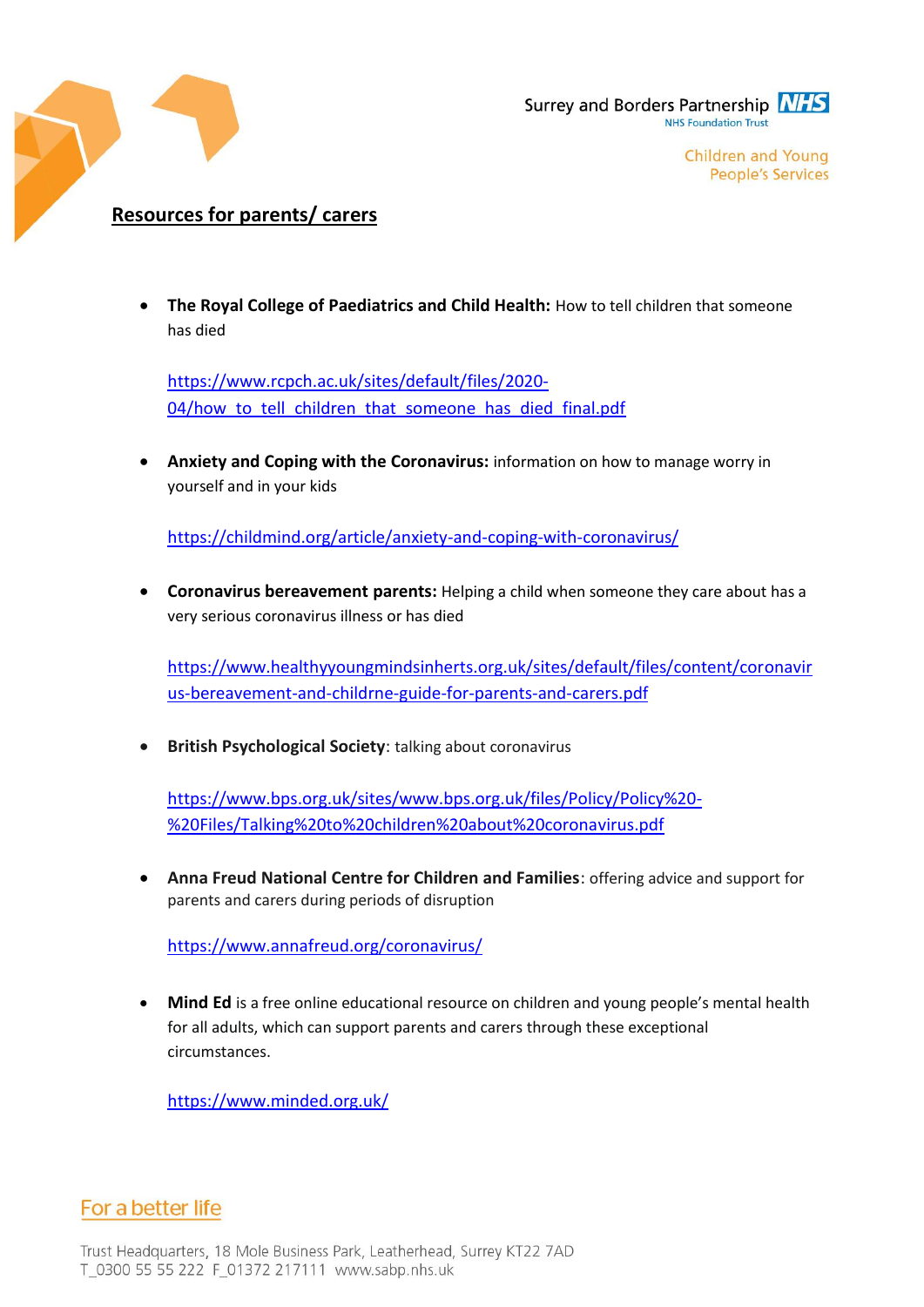## Resources for parents/ carers

- **The Royal College of Paediatrics and Child Health:** How to tell children that someone has died

  https://www.rcpch.ac.uk/sites/default/files/2020-04/how_to_tell_children_that_someone_has_died_final.pdf

- **Anxiety and Coping with the Coronavirus:** information on how to manage worry in yourself and in your kids

  https://childmind.org/article/anxiety-and-coping-with-coronavirus/

- **Coronavirus bereavement parents:** Helping a child when someone they care about has a very serious coronavirus illness or has died

  https://www.healthyyoungmindsinherts.org.uk/sites/default/files/content/coronavirus-bereavement-and-childrne-guide-for-parents-and-carers.pdf

- **British Psychological Society**: talking about coronavirus

  https://www.bps.org.uk/sites/www.bps.org.uk/files/Policy/Policy%20-%20Files/Talking%20to%20children%20about%20coronavirus.pdf

- **Anna Freud National Centre for Children and Families**: offering advice and support for parents and carers during periods of disruption

  https://www.annafreud.org/coronavirus/

- **Mind Ed** is a free online educational resource on children and young people's mental health for all adults, which can support parents and carers through these exceptional circumstances.

  https://www.minded.org.uk/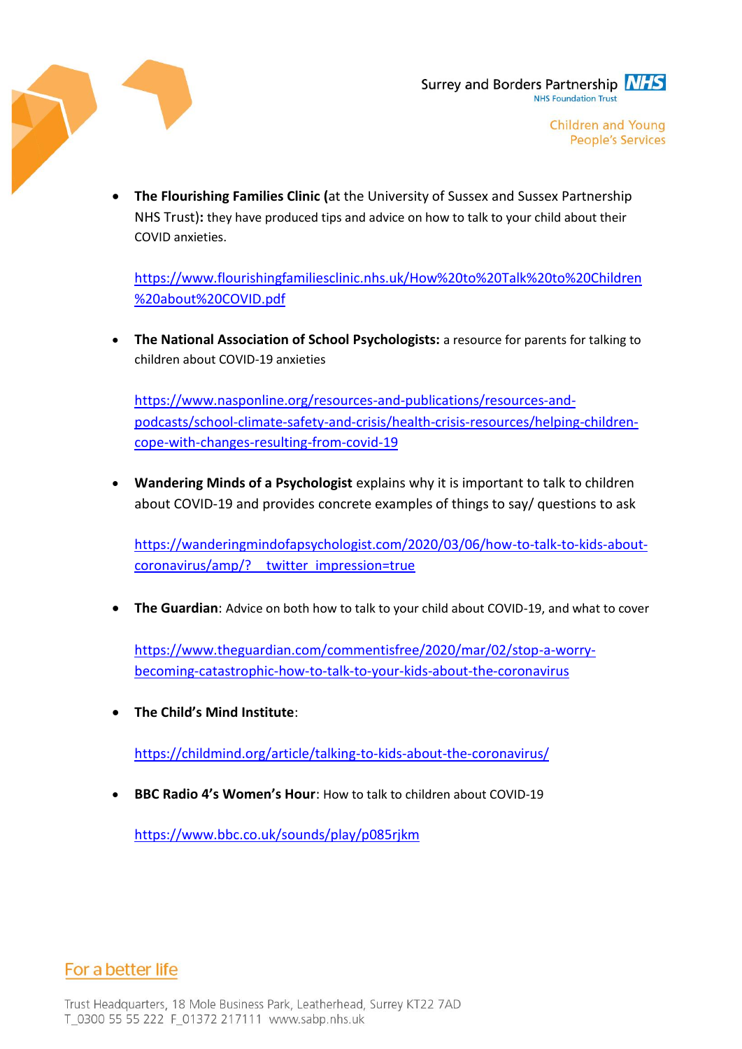- **The Flourishing Families Clinic (**at the University of Sussex and Sussex Partnership NHS Trust)**:** they have produced tips and advice on how to talk to your child about their COVID anxieties.

  https://www.flourishingfamiliesclinic.nhs.uk/How%20to%20Talk%20to%20Children%20about%20COVID.pdf

- **The National Association of School Psychologists:** a resource for parents for talking to children about COVID-19 anxieties

  https://www.nasponline.org/resources-and-publications/resources-and-podcasts/school-climate-safety-and-crisis/health-crisis-resources/helping-children-cope-with-changes-resulting-from-covid-19

- **Wandering Minds of a Psychologist** explains why it is important to talk to children about COVID-19 and provides concrete examples of things to say/ questions to ask

  https://wanderingmindofapsychologist.com/2020/03/06/how-to-talk-to-kids-about-coronavirus/amp/?__twitter_impression=true

- **The Guardian**: Advice on both how to talk to your child about COVID-19, and what to cover

  https://www.theguardian.com/commentisfree/2020/mar/02/stop-a-worry-becoming-catastrophic-how-to-talk-to-your-kids-about-the-coronavirus

- **The Child's Mind Institute**:

  https://childmind.org/article/talking-to-kids-about-the-coronavirus/

- **BBC Radio 4's Women's Hour**: How to talk to children about COVID-19

  https://www.bbc.co.uk/sounds/play/p085rjkm